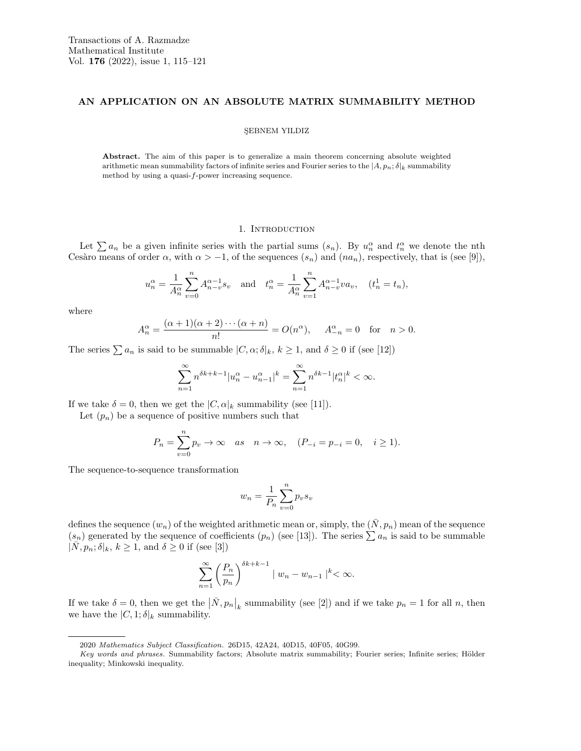# AN APPLICATION ON AN ABSOLUTE MATRIX SUMMABILITY METHOD

ŞEBNEM YILDIZ

**Abstract.** The aim of this paper is to generalize a main theorem concerning absolute weighted arithmetic mean summability factors of infinite series and Fourier series to the $|A, p_n; \delta|_k$ summability method by using a quasi-$f$-power increasing sequence.

## 1. Introduction

Let $\sum a_n$ be a given infinite series with the partial sums $(s_n)$. By $u_n^\alpha$ and $t_n^\alpha$ we denote the nth Cesàro means of order $\alpha$, with $\alpha > -1$, of the sequences $(s_n)$ and $(na_n)$, respectively, that is (see [9]),

$$u_n^\alpha = \frac{1}{A_n^\alpha} \sum_{v=0}^{n} A_{n-v}^{\alpha-1} s_v \quad \text{and} \quad t_n^\alpha = \frac{1}{A_n^\alpha} \sum_{v=1}^{n} A_{n-v}^{\alpha-1} v a_v, \quad (t_n^1 = t_n),$$

where

$$A_n^\alpha = \frac{(\alpha+1)(\alpha+2)\cdots(\alpha+n)}{n!} = O(n^\alpha), \qquad A_{-n}^\alpha = 0 \quad \text{for} \quad n > 0.$$

The series $\sum a_n$ is said to be summable $|C, \alpha; \delta|_k$, $k \geq 1$, and $\delta \geq 0$ if (see [12])

$$\sum_{n=1}^{\infty} n^{\delta k + k - 1} |u_n^\alpha - u_{n-1}^\alpha|^k = \sum_{n=1}^{\infty} n^{\delta k - 1} |t_n^\alpha|^k < \infty.$$

If we take $\delta = 0$, then we get the $|C, \alpha|_k$ summability (see [11]).

Let $(p_n)$ be a sequence of positive numbers such that

$$P_n = \sum_{v=0}^{n} p_v \to \infty \quad as \quad n \to \infty, \quad (P_{-i} = p_{-i} = 0, \quad i \geq 1).$$

The sequence-to-sequence transformation

$$w_n = \frac{1}{P_n} \sum_{v=0}^{n} p_v s_v$$

defines the sequence $(w_n)$ of the weighted arithmetic mean or, simply, the $(\bar{N}, p_n)$ mean of the sequence $(s_n)$ generated by the sequence of coefficients $(p_n)$ (see [13]). The series $\sum a_n$ is said to be summable $|\bar{N}, p_n; \delta|_k$, $k \geq 1$, and $\delta \geq 0$ if (see [3])

$$\sum_{n=1}^{\infty} \left( \frac{P_n}{p_n} \right)^{\delta k + k - 1} | w_n - w_{n-1} |^k < \infty.$$

If we take $\delta = 0$, then we get the $\left|\bar{N}, p_n\right|_k$ summability (see [2]) and if we take $p_n = 1$ for all $n$, then we have the $|C, 1; \delta|_k$ summability.

---

2020 *Mathematics Subject Classification.* 26D15, 42A24, 40D15, 40F05, 40G99.

*Key words and phrases.* Summability factors; Absolute matrix summability; Fourier series; Infinite series; Hölder inequality; Minkowski inequality.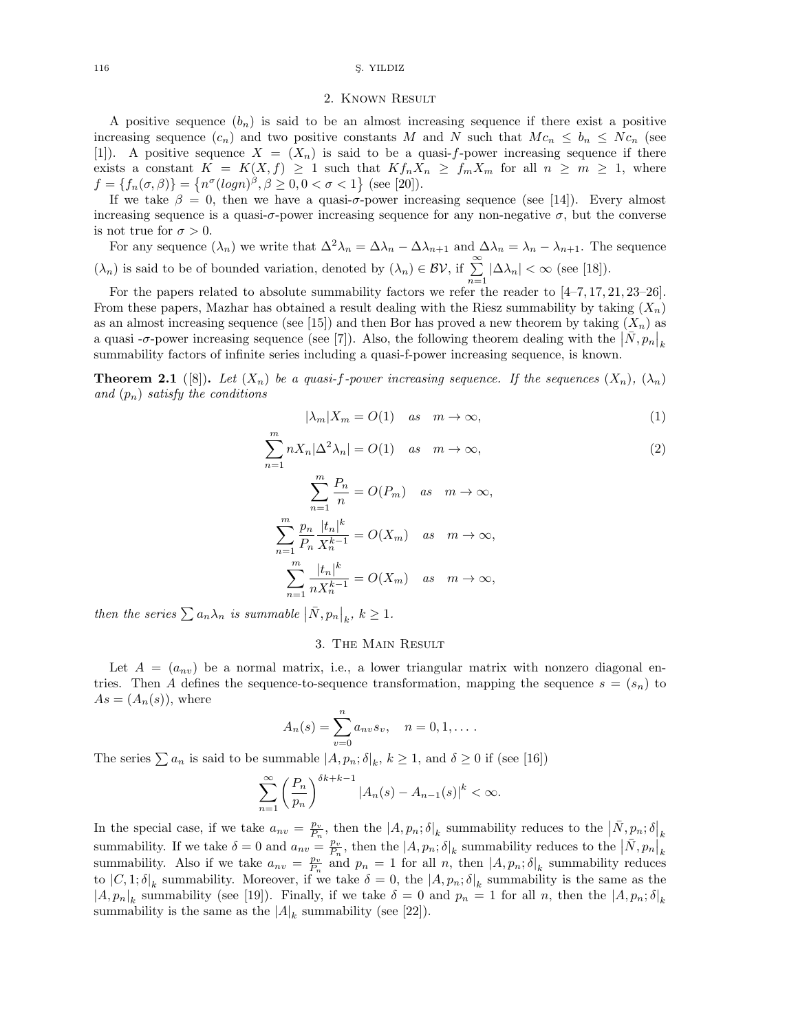## 2. Known Result

A positive sequence $(b_n)$ is said to be an almost increasing sequence if there exist a positive increasing sequence $(c_n)$ and two positive constants $M$ and $N$ such that $Mc_n \leq b_n \leq Nc_n$ (see [1]). A positive sequence $X = (X_n)$ is said to be a quasi-$f$-power increasing sequence if there exists a constant $K = K(X, f) \geq 1$ such that $Kf_nX_n \geq f_mX_m$ for all $n \geq m \geq 1$, where $f = \{f_n(\sigma, \beta)\} = \left\{n^\sigma (log n)^\beta, \beta \geq 0, 0 < \sigma < 1\right\}$ (see [20]).

If we take $\beta = 0$, then we have a quasi-$\sigma$-power increasing sequence (see [14]). Every almost increasing sequence is a quasi-$\sigma$-power increasing sequence for any non-negative $\sigma$, but the converse is not true for $\sigma > 0$.

For any sequence $(\lambda_n)$ we write that $\Delta^2\lambda_n = \Delta\lambda_n - \Delta\lambda_{n+1}$ and $\Delta\lambda_n = \lambda_n - \lambda_{n+1}$. The sequence $(\lambda_n)$ is said to be of bounded variation, denoted by $(\lambda_n) \in \mathcal{BV}$, if $\sum_{n=1}^{\infty} |\Delta\lambda_n| < \infty$ (see [18]).

For the papers related to absolute summability factors we refer the reader to [4–7, 17, 21, 23–26]. From these papers, Mazhar has obtained a result dealing with the Riesz summability by taking $(X_n)$ as an almost increasing sequence (see [15]) and then Bor has proved a new theorem by taking $(X_n)$ as a quasi -$\sigma$-power increasing sequence (see [7]). Also, the following theorem dealing with the $\left|\bar{N}, p_n\right|_k$ summability factors of infinite series including a quasi-f-power increasing sequence, is known.

**Theorem 2.1** ([8])**.** *Let $(X_n)$ be a quasi-f-power increasing sequence. If the sequences $(X_n)$, $(\lambda_n)$ and $(p_n)$ satisfy the conditions*

$$|\lambda_m|X_m = O(1) \quad as \quad m \to \infty, \tag{1}$$

$$\sum_{n=1}^{m} nX_n|\Delta^2\lambda_n| = O(1) \quad as \quad m \to \infty, \tag{2}$$

$$\sum_{n=1}^{m} \frac{P_n}{n} = O(P_m) \quad as \quad m \to \infty,$$

$$\sum_{n=1}^{m} \frac{p_n}{P_n} \frac{|t_n|^k}{X_n^{k-1}} = O(X_m) \quad as \quad m \to \infty,$$

$$\sum_{n=1}^{m} \frac{|t_n|^k}{nX_n^{k-1}} = O(X_m) \quad as \quad m \to \infty,$$

*then the series $\sum a_n\lambda_n$ is summable $\left|\bar{N}, p_n\right|_k$, $k \geq 1$.*

## 3. The Main Result

Let $A = (a_{nv})$ be a normal matrix, i.e., a lower triangular matrix with nonzero diagonal entries. Then $A$ defines the sequence-to-sequence transformation, mapping the sequence $s = (s_n)$ to $As = (A_n(s))$, where

$$A_n(s) = \sum_{v=0}^{n} a_{nv}s_v, \quad n = 0, 1, \dots .$$

The series $\sum a_n$ is said to be summable $|A, p_n; \delta|_k$, $k \geq 1$, and $\delta \geq 0$ if (see [16])

$$\sum_{n=1}^{\infty} \left(\frac{P_n}{p_n}\right)^{\delta k+k-1} |A_n(s) - A_{n-1}(s)|^k < \infty.$$

In the special case, if we take $a_{nv} = \frac{p_v}{P_n}$, then the $|A, p_n; \delta|_k$ summability reduces to the $\left|\bar{N}, p_n; \delta\right|_k$ summability. If we take $\delta = 0$ and $a_{nv} = \frac{p_v}{P_n}$, then the $|A, p_n; \delta|_k$ summability reduces to the $\left|\bar{N}, p_n\right|_k$ summability. Also if we take $a_{nv} = \frac{p_v}{P_n}$ and $p_n = 1$ for all $n$, then $|A, p_n; \delta|_k$ summability reduces to $|C, 1; \delta|_k$ summability. Moreover, if we take $\delta = 0$, the $|A, p_n; \delta|_k$ summability is the same as the $|A, p_n|_k$ summability (see [19]). Finally, if we take $\delta = 0$ and $p_n = 1$ for all $n$, then the $|A, p_n; \delta|_k$ summability is the same as the $|A|_k$ summability (see [22]).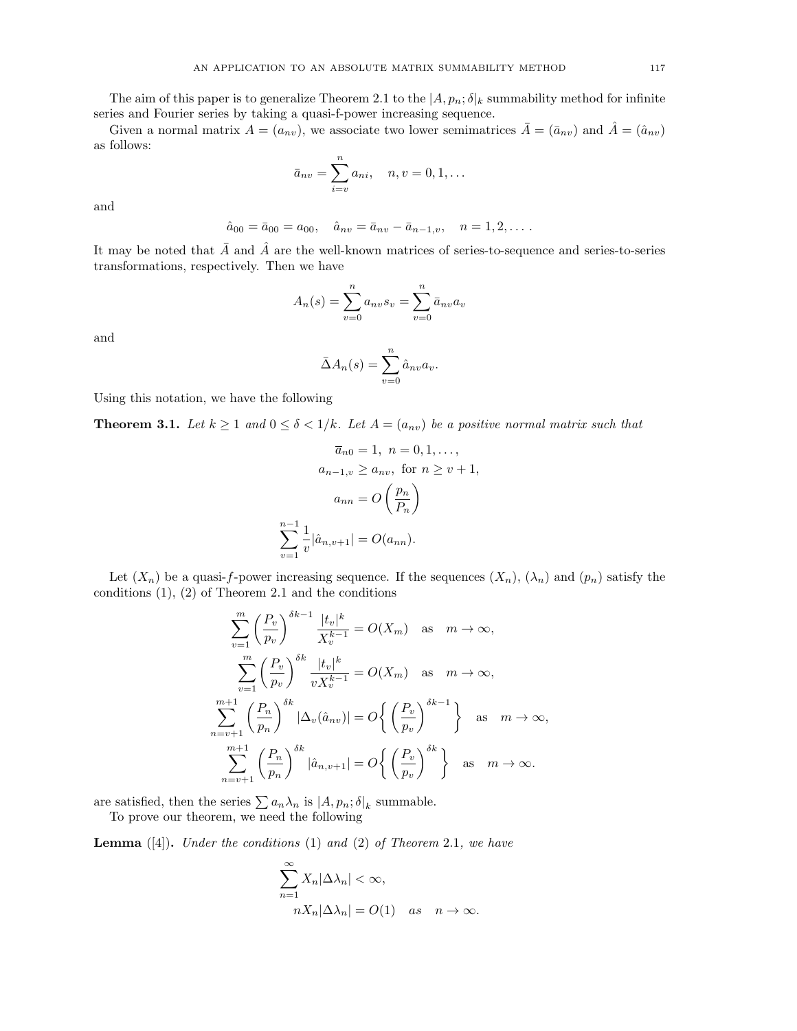The aim of this paper is to generalize Theorem 2.1 to the $|A, p_n; \delta|_k$ summability method for infinite series and Fourier series by taking a quasi-f-power increasing sequence.

Given a normal matrix $A = (a_{nv})$, we associate two lower semimatrices $\bar{A} = (\bar{a}_{nv})$ and $\hat{A} = (\hat{a}_{nv})$ as follows:

$$\bar{a}_{nv} = \sum_{i=v}^{n} a_{ni}, \quad n, v = 0, 1, \ldots$$

and

$$\hat{a}_{00} = \bar{a}_{00} = a_{00}, \quad \hat{a}_{nv} = \bar{a}_{nv} - \bar{a}_{n-1,v}, \quad n = 1, 2, \ldots.$$

It may be noted that $\bar{A}$ and $\hat{A}$ are the well-known matrices of series-to-sequence and series-to-series transformations, respectively. Then we have

$$A_n(s) = \sum_{v=0}^{n} a_{nv} s_v = \sum_{v=0}^{n} \bar{a}_{nv} a_v$$

and

$$\bar{\Delta} A_n(s) = \sum_{v=0}^{n} \hat{a}_{nv} a_v.$$

Using this notation, we have the following

**Theorem 3.1.** *Let $k \geq 1$ and $0 \leq \delta < 1/k$. Let $A = (a_{nv})$ be a positive normal matrix such that*

$$\overline{a}_{n0} = 1, \ n = 0, 1, \ldots,$$
$$a_{n-1,v} \geq a_{nv}, \ \text{for } n \geq v+1,$$
$$a_{nn} = O\left(\frac{p_n}{P_n}\right)$$
$$\sum_{v=1}^{n-1} \frac{1}{v} |\hat{a}_{n,v+1}| = O(a_{nn}).$$

Let $(X_n)$ be a quasi-$f$-power increasing sequence. If the sequences $(X_n)$, $(\lambda_n)$ and $(p_n)$ satisfy the conditions (1), (2) of Theorem 2.1 and the conditions

$$\sum_{v=1}^{m} \left(\frac{P_v}{p_v}\right)^{\delta k - 1} \frac{|t_v|^k}{X_v^{k-1}} = O(X_m) \quad \text{as} \quad m \to \infty,$$
$$\sum_{v=1}^{m} \left(\frac{P_v}{p_v}\right)^{\delta k} \frac{|t_v|^k}{v X_v^{k-1}} = O(X_m) \quad \text{as} \quad m \to \infty,$$
$$\sum_{n=v+1}^{m+1} \left(\frac{P_n}{p_n}\right)^{\delta k} |\Delta_v(\hat{a}_{nv})| = O\left\{ \left(\frac{P_v}{p_v}\right)^{\delta k - 1} \right\} \quad \text{as} \quad m \to \infty,$$
$$\sum_{n=v+1}^{m+1} \left(\frac{P_n}{p_n}\right)^{\delta k} |\hat{a}_{n,v+1}| = O\left\{ \left(\frac{P_v}{p_v}\right)^{\delta k} \right\} \quad \text{as} \quad m \to \infty.$$

are satisfied, then the series $\sum a_n \lambda_n$ is $|A, p_n; \delta|_k$ summable.

To prove our theorem, we need the following

**Lemma** ([4]). *Under the conditions* (1) *and* (2) *of Theorem* 2.1*, we have*

$$\sum_{n=1}^{\infty} X_n |\Delta \lambda_n| < \infty,$$
$$n X_n |\Delta \lambda_n| = O(1) \quad \text{as} \quad n \to \infty.$$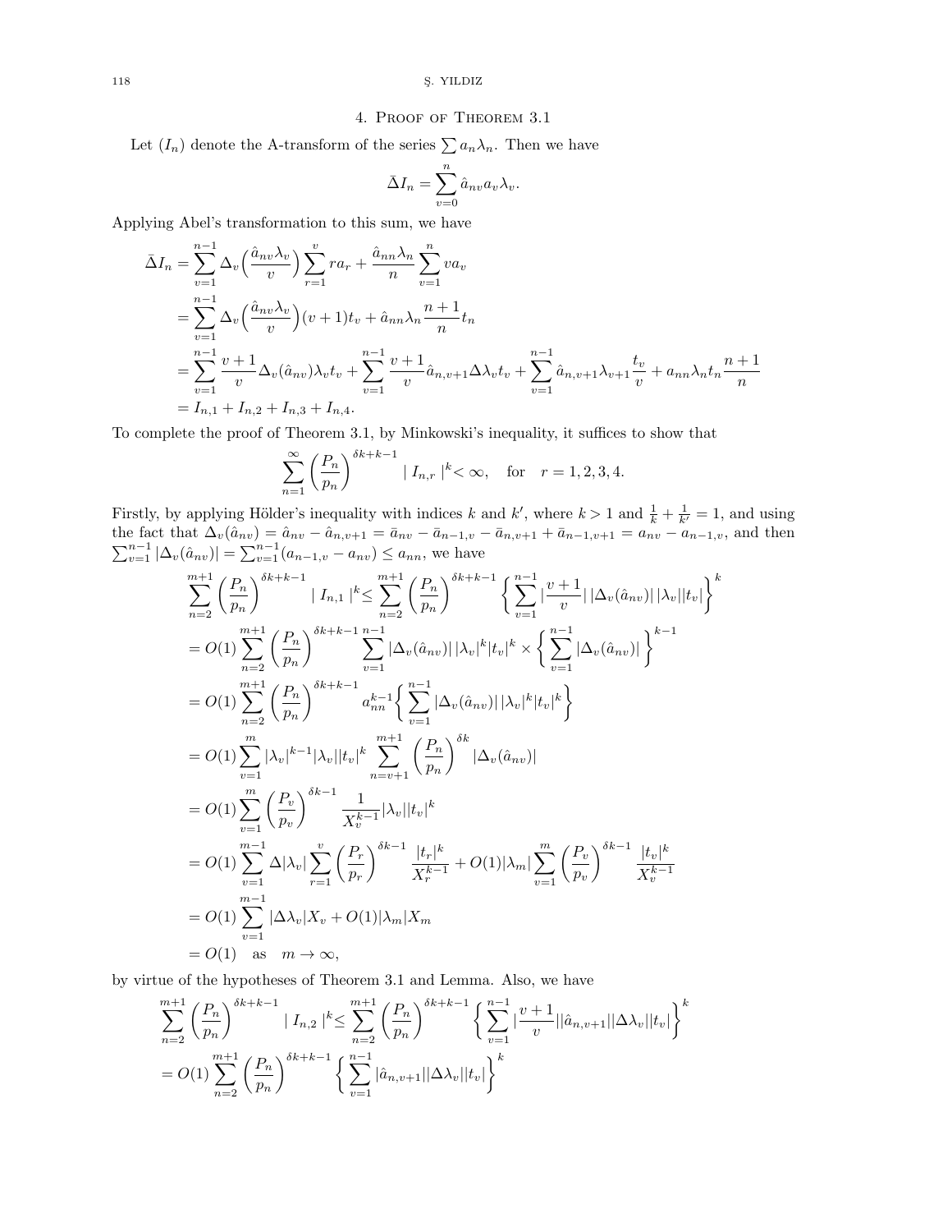## 4. Proof of Theorem 3.1

Let $(I_n)$ denote the A-transform of the series $\sum a_n\lambda_n$. Then we have

$$\bar{\Delta} I_n = \sum_{v=0}^{n} \hat{a}_{nv} a_v \lambda_v.$$

Applying Abel's transformation to this sum, we have

$$
\begin{aligned}
\bar{\Delta} I_n &= \sum_{v=1}^{n-1} \Delta_v\Big(\frac{\hat{a}_{nv}\lambda_v}{v}\Big)\sum_{r=1}^{v} r a_r + \frac{\hat{a}_{nn}\lambda_n}{n}\sum_{v=1}^{n} v a_v \\
&= \sum_{v=1}^{n-1} \Delta_v\Big(\frac{\hat{a}_{nv}\lambda_v}{v}\Big)(v+1)t_v + \hat{a}_{nn}\lambda_n \frac{n+1}{n} t_n \\
&= \sum_{v=1}^{n-1} \frac{v+1}{v}\Delta_v(\hat{a}_{nv})\lambda_v t_v + \sum_{v=1}^{n-1}\frac{v+1}{v}\hat{a}_{n,v+1}\Delta\lambda_v t_v + \sum_{v=1}^{n-1}\hat{a}_{n,v+1}\lambda_{v+1}\frac{t_v}{v} + a_{nn}\lambda_n t_n \frac{n+1}{n} \\
&= I_{n,1} + I_{n,2} + I_{n,3} + I_{n,4}.
\end{aligned}
$$

To complete the proof of Theorem 3.1, by Minkowski's inequality, it suffices to show that

$$\sum_{n=1}^{\infty}\left(\frac{P_n}{p_n}\right)^{\delta k+k-1} \mid I_{n,r}\mid^k < \infty, \quad \text{for} \quad r=1,2,3,4.$$

Firstly, by applying Hölder's inequality with indices $k$ and $k'$, where $k>1$ and $\frac{1}{k}+\frac{1}{k'}=1$, and using the fact that $\Delta_v(\hat{a}_{nv}) = \hat{a}_{nv} - \hat{a}_{n,v+1} = \bar{a}_{nv} - \bar{a}_{n-1,v} - \bar{a}_{n,v+1} + \bar{a}_{n-1,v+1} = a_{nv} - a_{n-1,v}$, and then $\sum_{v=1}^{n-1}|\Delta_v(\hat{a}_{nv})| = \sum_{v=1}^{n-1}(a_{n-1,v} - a_{nv}) \le a_{nn}$, we have

$$
\begin{aligned}
\sum_{n=2}^{m+1}\left(\frac{P_n}{p_n}\right)^{\delta k+k-1} \mid I_{n,1}\mid^k &\le \sum_{n=2}^{m+1}\left(\frac{P_n}{p_n}\right)^{\delta k+k-1}\left\{\sum_{v=1}^{n-1}\Big|\frac{v+1}{v}\Big|\,|\Delta_v(\hat{a}_{nv})|\,|\lambda_v||t_v|\right\}^k \\
&= O(1)\sum_{n=2}^{m+1}\left(\frac{P_n}{p_n}\right)^{\delta k+k-1}\sum_{v=1}^{n-1}|\Delta_v(\hat{a}_{nv})|\,|\lambda_v|^k|t_v|^k \times \left\{\sum_{v=1}^{n-1}|\Delta_v(\hat{a}_{nv})|\right\}^{k-1} \\
&= O(1)\sum_{n=2}^{m+1}\left(\frac{P_n}{p_n}\right)^{\delta k+k-1} a_{nn}^{k-1}\left\{\sum_{v=1}^{n-1}|\Delta_v(\hat{a}_{nv})|\,|\lambda_v|^k|t_v|^k\right\} \\
&= O(1)\sum_{v=1}^{m}|\lambda_v|^{k-1}|\lambda_v||t_v|^k\sum_{n=v+1}^{m+1}\left(\frac{P_n}{p_n}\right)^{\delta k}|\Delta_v(\hat{a}_{nv})| \\
&= O(1)\sum_{v=1}^{m}\left(\frac{P_v}{p_v}\right)^{\delta k-1}\frac{1}{X_v^{k-1}}|\lambda_v||t_v|^k \\
&= O(1)\sum_{v=1}^{m-1}\Delta|\lambda_v|\sum_{r=1}^{v}\left(\frac{P_r}{p_r}\right)^{\delta k-1}\frac{|t_r|^k}{X_r^{k-1}} + O(1)|\lambda_m|\sum_{v=1}^{m}\left(\frac{P_v}{p_v}\right)^{\delta k-1}\frac{|t_v|^k}{X_v^{k-1}} \\
&= O(1)\sum_{v=1}^{m-1}|\Delta\lambda_v|X_v + O(1)|\lambda_m|X_m \\
&= O(1) \quad \text{as} \quad m\to\infty,
\end{aligned}
$$

by virtue of the hypotheses of Theorem 3.1 and Lemma. Also, we have

$$
\begin{aligned}
\sum_{n=2}^{m+1}\left(\frac{P_n}{p_n}\right)^{\delta k+k-1} \mid I_{n,2}\mid^k &\le \sum_{n=2}^{m+1}\left(\frac{P_n}{p_n}\right)^{\delta k+k-1}\left\{\sum_{v=1}^{n-1}\Big|\frac{v+1}{v}\Big||\hat{a}_{n,v+1}||\Delta\lambda_v||t_v|\right\}^k \\
&= O(1)\sum_{n=2}^{m+1}\left(\frac{P_n}{p_n}\right)^{\delta k+k-1}\left\{\sum_{v=1}^{n-1}|\hat{a}_{n,v+1}||\Delta\lambda_v||t_v|\right\}^k
\end{aligned}
$$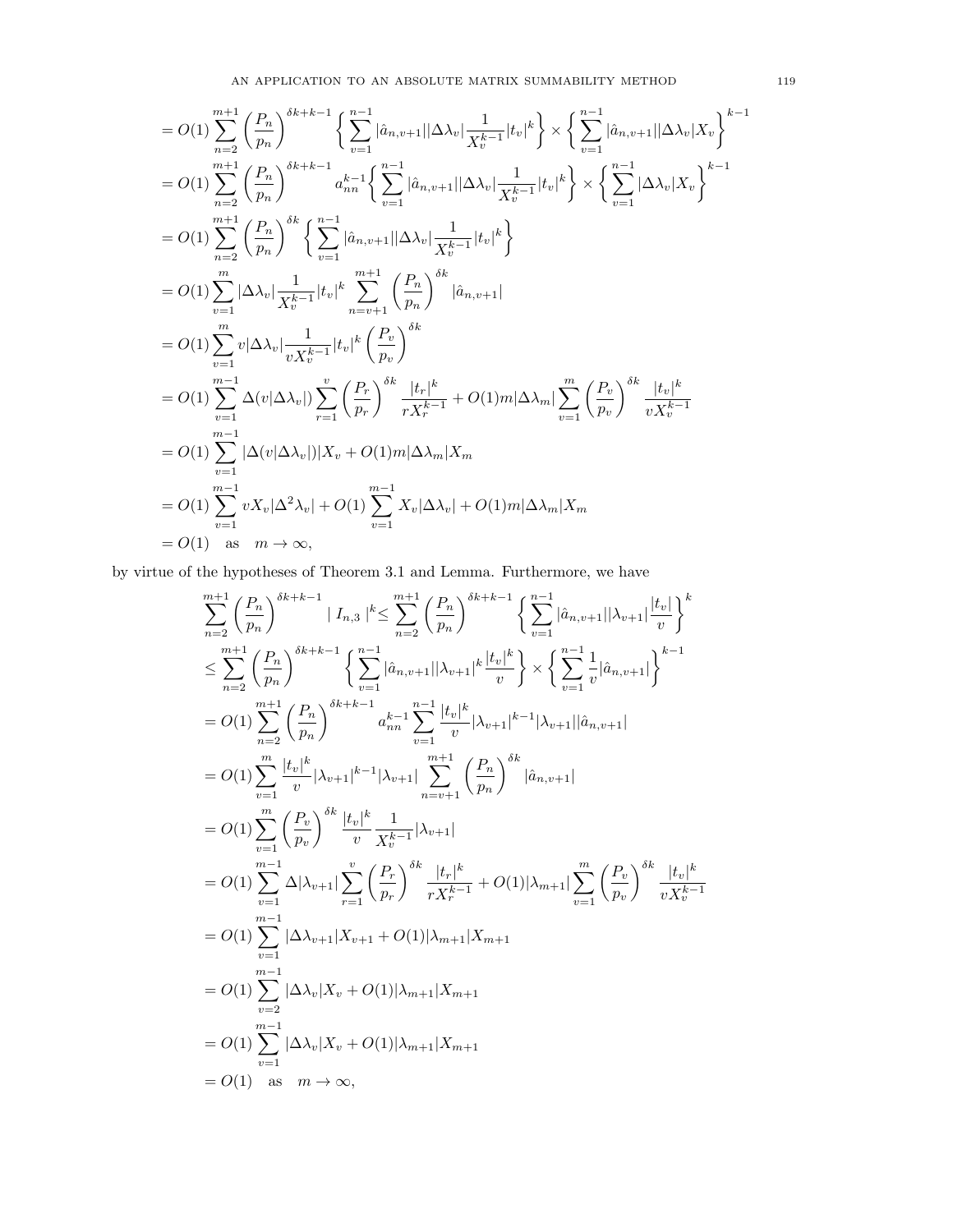$$
\begin{aligned}
&= O(1)\sum_{n=2}^{m+1}\left(\frac{P_n}{p_n}\right)^{\delta k+k-1}\left\{\sum_{v=1}^{n-1}|\hat{a}_{n,v+1}||\Delta\lambda_v|\frac{1}{X_v^{k-1}}|t_v|^k\right\}\times\left\{\sum_{v=1}^{n-1}|\hat{a}_{n,v+1}||\Delta\lambda_v|X_v\right\}^{k-1}\\
&= O(1)\sum_{n=2}^{m+1}\left(\frac{P_n}{p_n}\right)^{\delta k+k-1} a_{nn}^{k-1}\left\{\sum_{v=1}^{n-1}|\hat{a}_{n,v+1}||\Delta\lambda_v|\frac{1}{X_v^{k-1}}|t_v|^k\right\}\times\left\{\sum_{v=1}^{n-1}|\Delta\lambda_v|X_v\right\}^{k-1}\\
&= O(1)\sum_{n=2}^{m+1}\left(\frac{P_n}{p_n}\right)^{\delta k}\left\{\sum_{v=1}^{n-1}|\hat{a}_{n,v+1}||\Delta\lambda_v|\frac{1}{X_v^{k-1}}|t_v|^k\right\}\\
&= O(1)\sum_{v=1}^{m}|\Delta\lambda_v|\frac{1}{X_v^{k-1}}|t_v|^k\sum_{n=v+1}^{m+1}\left(\frac{P_n}{p_n}\right)^{\delta k}|\hat{a}_{n,v+1}|\\
&= O(1)\sum_{v=1}^{m}v|\Delta\lambda_v|\frac{1}{vX_v^{k-1}}|t_v|^k\left(\frac{P_v}{p_v}\right)^{\delta k}\\
&= O(1)\sum_{v=1}^{m-1}\Delta(v|\Delta\lambda_v|)\sum_{r=1}^{v}\left(\frac{P_r}{p_r}\right)^{\delta k}\frac{|t_r|^k}{rX_r^{k-1}}+O(1)m|\Delta\lambda_m|\sum_{v=1}^{m}\left(\frac{P_v}{p_v}\right)^{\delta k}\frac{|t_v|^k}{vX_v^{k-1}}\\
&= O(1)\sum_{v=1}^{m-1}|\Delta(v|\Delta\lambda_v|)|X_v+O(1)m|\Delta\lambda_m|X_m\\
&= O(1)\sum_{v=1}^{m-1}vX_v|\Delta^2\lambda_v|+O(1)\sum_{v=1}^{m-1}X_v|\Delta\lambda_v|+O(1)m|\Delta\lambda_m|X_m\\
&= O(1)\quad\text{as}\quad m\to\infty,
\end{aligned}
$$

by virtue of the hypotheses of Theorem 3.1 and Lemma. Furthermore, we have

$$
\begin{aligned}
\sum_{n=2}^{m+1}\left(\frac{P_n}{p_n}\right)^{\delta k+k-1}|I_{n,3}|^k &\le \sum_{n=2}^{m+1}\left(\frac{P_n}{p_n}\right)^{\delta k+k-1}\left\{\sum_{v=1}^{n-1}|\hat{a}_{n,v+1}||\lambda_{v+1}|\frac{|t_v|}{v}\right\}^k\\
&\le \sum_{n=2}^{m+1}\left(\frac{P_n}{p_n}\right)^{\delta k+k-1}\left\{\sum_{v=1}^{n-1}|\hat{a}_{n,v+1}||\lambda_{v+1}|^k\frac{|t_v|^k}{v}\right\}\times\left\{\sum_{v=1}^{n-1}\frac{1}{v}|\hat{a}_{n,v+1}|\right\}^{k-1}\\
&= O(1)\sum_{n=2}^{m+1}\left(\frac{P_n}{p_n}\right)^{\delta k+k-1} a_{nn}^{k-1}\sum_{v=1}^{n-1}\frac{|t_v|^k}{v}|\lambda_{v+1}|^{k-1}|\lambda_{v+1}||\hat{a}_{n,v+1}|\\
&= O(1)\sum_{v=1}^{m}\frac{|t_v|^k}{v}|\lambda_{v+1}|^{k-1}|\lambda_{v+1}|\sum_{n=v+1}^{m+1}\left(\frac{P_n}{p_n}\right)^{\delta k}|\hat{a}_{n,v+1}|\\
&= O(1)\sum_{v=1}^{m}\left(\frac{P_v}{p_v}\right)^{\delta k}\frac{|t_v|^k}{v}\frac{1}{X_v^{k-1}}|\lambda_{v+1}|\\
&= O(1)\sum_{v=1}^{m-1}\Delta|\lambda_{v+1}|\sum_{r=1}^{v}\left(\frac{P_r}{p_r}\right)^{\delta k}\frac{|t_r|^k}{rX_r^{k-1}}+O(1)|\lambda_{m+1}|\sum_{v=1}^{m}\left(\frac{P_v}{p_v}\right)^{\delta k}\frac{|t_v|^k}{vX_v^{k-1}}\\
&= O(1)\sum_{v=1}^{m-1}|\Delta\lambda_{v+1}|X_{v+1}+O(1)|\lambda_{m+1}|X_{m+1}\\
&= O(1)\sum_{v=2}^{m-1}|\Delta\lambda_v|X_v+O(1)|\lambda_{m+1}|X_{m+1}\\
&= O(1)\sum_{v=1}^{m-1}|\Delta\lambda_v|X_v+O(1)|\lambda_{m+1}|X_{m+1}\\
&= O(1)\quad\text{as}\quad m\to\infty,
\end{aligned}
$$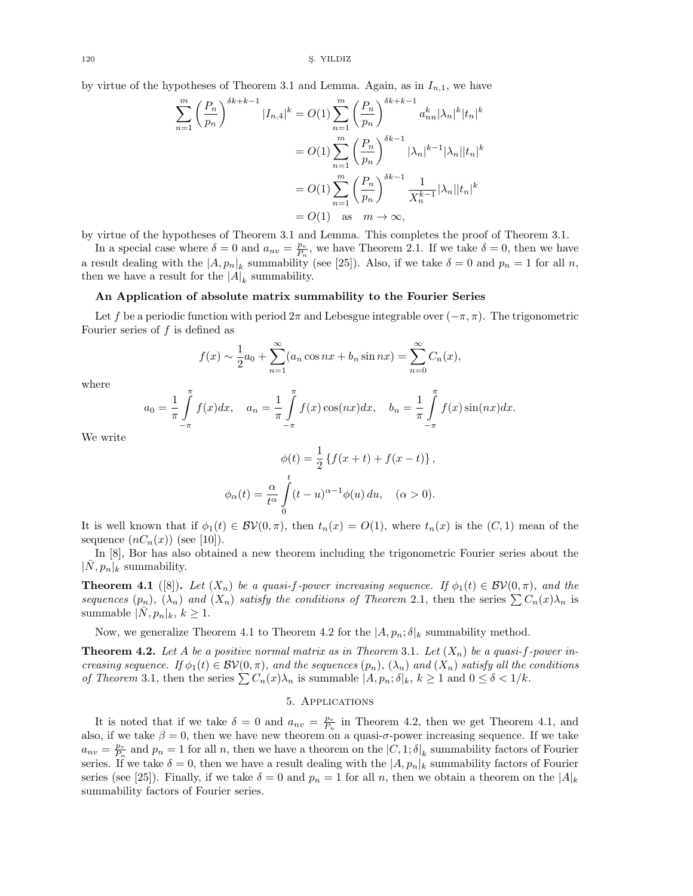by virtue of the hypotheses of Theorem 3.1 and Lemma. Again, as in $I_{n,1}$, we have

$$
\begin{aligned}
\sum_{n=1}^{m}\left(\frac{P_n}{p_n}\right)^{\delta k+k-1}|I_{n,4}|^k &= O(1)\sum_{n=1}^{m}\left(\frac{P_n}{p_n}\right)^{\delta k+k-1} a_{nn}^k|\lambda_n|^k|t_n|^k \\
&= O(1)\sum_{n=1}^{m}\left(\frac{P_n}{p_n}\right)^{\delta k-1}|\lambda_n|^{k-1}|\lambda_n||t_n|^k \\
&= O(1)\sum_{n=1}^{m}\left(\frac{P_n}{p_n}\right)^{\delta k-1}\frac{1}{X_n^{k-1}}|\lambda_n||t_n|^k \\
&= O(1) \quad \text{as} \quad m\to\infty,
\end{aligned}
$$

by virtue of the hypotheses of Theorem 3.1 and Lemma. This completes the proof of Theorem 3.1.

In a special case where $\delta=0$ and $a_{nv}=\frac{p_v}{P_n}$, we have Theorem 2.1. If we take $\delta=0$, then we have a result dealing with the $|A,p_n|_k$ summability (see [25]). Also, if we take $\delta=0$ and $p_n=1$ for all $n$, then we have a result for the $|A|_k$ summability.

**An Application of absolute matrix summability to the Fourier Series**

Let $f$ be a periodic function with period $2\pi$ and Lebesgue integrable over $(-\pi,\pi)$. The trigonometric Fourier series of $f$ is defined as

$$
f(x)\sim \frac{1}{2}a_0+\sum_{n=1}^{\infty}(a_n\cos nx+b_n\sin nx)=\sum_{n=0}^{\infty}C_n(x),
$$

where

$$
a_0=\frac{1}{\pi}\int_{-\pi}^{\pi}f(x)dx,\quad a_n=\frac{1}{\pi}\int_{-\pi}^{\pi}f(x)\cos(nx)dx,\quad b_n=\frac{1}{\pi}\int_{-\pi}^{\pi}f(x)\sin(nx)dx.
$$

We write

$$
\phi(t)=\frac{1}{2}\left\{f(x+t)+f(x-t)\right\},
$$

$$
\phi_\alpha(t)=\frac{\alpha}{t^\alpha}\int_0^t (t-u)^{\alpha-1}\phi(u)\,du,\quad (\alpha>0).
$$

It is well known that if $\phi_1(t)\in\mathcal{BV}(0,\pi)$, then $t_n(x)=O(1)$, where $t_n(x)$ is the $(C,1)$ mean of the sequence $(nC_n(x))$ (see [10]).

In [8], Bor has also obtained a new theorem including the trigonometric Fourier series about the $|\bar{N},p_n|_k$ summability.

**Theorem 4.1** ([8]). *Let $(X_n)$ be a quasi-$f$-power increasing sequence. If $\phi_1(t)\in\mathcal{BV}(0,\pi)$, and the sequences $(p_n)$, $(\lambda_n)$ and $(X_n)$ satisfy the conditions of Theorem* 2.1, then the series $\sum C_n(x)\lambda_n$ is summable $|\bar{N},p_n|_k$, $k\geq 1$.

Now, we generalize Theorem 4.1 to Theorem 4.2 for the $|A,p_n;\delta|_k$ summability method.

**Theorem 4.2.** *Let $A$ be a positive normal matrix as in Theorem* 3.1. *Let $(X_n)$ be a quasi-$f$-power increasing sequence. If $\phi_1(t)\in\mathcal{BV}(0,\pi)$, and the sequences $(p_n)$, $(\lambda_n)$ and $(X_n)$ satisfy all the conditions of Theorem* 3.1, *then the series $\sum C_n(x)\lambda_n$ is summable $|A,p_n;\delta|_k$, $k\geq 1$ and $0\leq\delta<1/k$.*

## 5. Applications

It is noted that if we take $\delta=0$ and $a_{nv}=\frac{p_v}{P_n}$ in Theorem 4.2, then we get Theorem 4.1, and also, if we take $\beta=0$, then we have new theorem on a quasi-$\sigma$-power increasing sequence. If we take $a_{nv}=\frac{p_v}{P_n}$ and $p_n=1$ for all $n$, then we have a theorem on the $|C,1;\delta|_k$ summability factors of Fourier series. If we take $\delta=0$, then we have a result dealing with the $|A,p_n|_k$ summability factors of Fourier series (see [25]). Finally, if we take $\delta=0$ and $p_n=1$ for all $n$, then we obtain a theorem on the $|A|_k$ summability factors of Fourier series.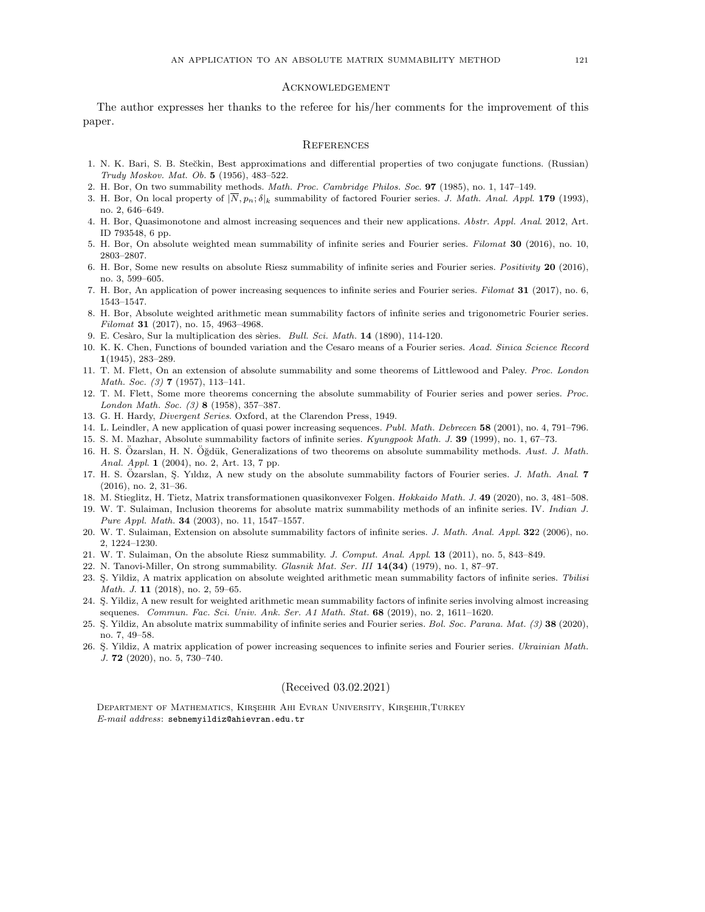## Acknowledgement

The author expresses her thanks to the referee for his/her comments for the improvement of this paper.

## References

1. N. K. Bari, S. B. Stečkin, Best approximations and differential properties of two conjugate functions. (Russian) *Trudy Moskov. Mat. Ob.* **5** (1956), 483–522.
2. H. Bor, On two summability methods. *Math. Proc. Cambridge Philos. Soc.* **97** (1985), no. 1, 147–149.
3. H. Bor, On local property of $|\overline{N}, p_n; \delta|_k$ summability of factored Fourier series. *J. Math. Anal. Appl.* **179** (1993), no. 2, 646–649.
4. H. Bor, Quasimonotone and almost increasing sequences and their new applications. *Abstr. Appl. Anal.* 2012, Art. ID 793548, 6 pp.
5. H. Bor, On absolute weighted mean summability of infinite series and Fourier series. *Filomat* **30** (2016), no. 10, 2803–2807.
6. H. Bor, Some new results on absolute Riesz summability of infinite series and Fourier series. *Positivity* **20** (2016), no. 3, 599–605.
7. H. Bor, An application of power increasing sequences to infinite series and Fourier series. *Filomat* **31** (2017), no. 6, 1543–1547.
8. H. Bor, Absolute weighted arithmetic mean summability factors of infinite series and trigonometric Fourier series. *Filomat* **31** (2017), no. 15, 4963–4968.
9. E. Cesàro, Sur la multiplication des sèries. *Bull. Sci. Math.* **14** (1890), 114-120.
10. K. K. Chen, Functions of bounded variation and the Cesaro means of a Fourier series. *Acad. Sinica Science Record* **1**(1945), 283–289.
11. T. M. Flett, On an extension of absolute summability and some theorems of Littlewood and Paley. *Proc. London Math. Soc. (3)* **7** (1957), 113–141.
12. T. M. Flett, Some more theorems concerning the absolute summability of Fourier series and power series. *Proc. London Math. Soc. (3)* **8** (1958), 357–387.
13. G. H. Hardy, *Divergent Series*. Oxford, at the Clarendon Press, 1949.
14. L. Leindler, A new application of quasi power increasing sequences. *Publ. Math. Debrecen* **58** (2001), no. 4, 791–796.
15. S. M. Mazhar, Absolute summability factors of infinite series. *Kyungpook Math. J.* **39** (1999), no. 1, 67–73.
16. H. S. Özarslan, H. N. Öğdük, Generalizations of two theorems on absolute summability methods. *Aust. J. Math. Anal. Appl.* **1** (2004), no. 2, Art. 13, 7 pp.
17. H. S. Özarslan, Ş. Yıldız, A new study on the absolute summability factors of Fourier series. *J. Math. Anal.* **7** (2016), no. 2, 31–36.
18. M. Stieglitz, H. Tietz, Matrix transformationen quasikonvexer Folgen. *Hokkaido Math. J.* **49** (2020), no. 3, 481–508.
19. W. T. Sulaiman, Inclusion theorems for absolute matrix summability methods of an infinite series. IV. *Indian J. Pure Appl. Math.* **34** (2003), no. 11, 1547–1557.
20. W. T. Sulaiman, Extension on absolute summability factors of infinite series. *J. Math. Anal. Appl.* **32**2 (2006), no. 2, 1224–1230.
21. W. T. Sulaiman, On the absolute Riesz summability. *J. Comput. Anal. Appl.* **13** (2011), no. 5, 843–849.
22. N. Tanovi-Miller, On strong summability. *Glasnik Mat. Ser. III* **14(34)** (1979), no. 1, 87–97.
23. Ş. Yildiz, A matrix application on absolute weighted arithmetic mean summability factors of infinite series. *Tbilisi Math. J.* **11** (2018), no. 2, 59–65.
24. Ş. Yildiz, A new result for weighted arithmetic mean summability factors of infinite series involving almost increasing sequenes. *Commun. Fac. Sci. Univ. Ank. Ser. A1 Math. Stat.* **68** (2019), no. 2, 1611–1620.
25. Ş. Yildiz, An absolute matrix summability of infinite series and Fourier series. *Bol. Soc. Parana. Mat. (3)* **38** (2020), no. 7, 49–58.
26. Ş. Yildiz, A matrix application of power increasing sequences to infinite series and Fourier series. *Ukrainian Math. J.* **72** (2020), no. 5, 730–740.

(Received 03.02.2021)

Department of Mathematics, Kirşehir Ahi Evran University, Kirşehir, Turkey
*E-mail address*: `sebnemyildiz@ahievran.edu.tr`